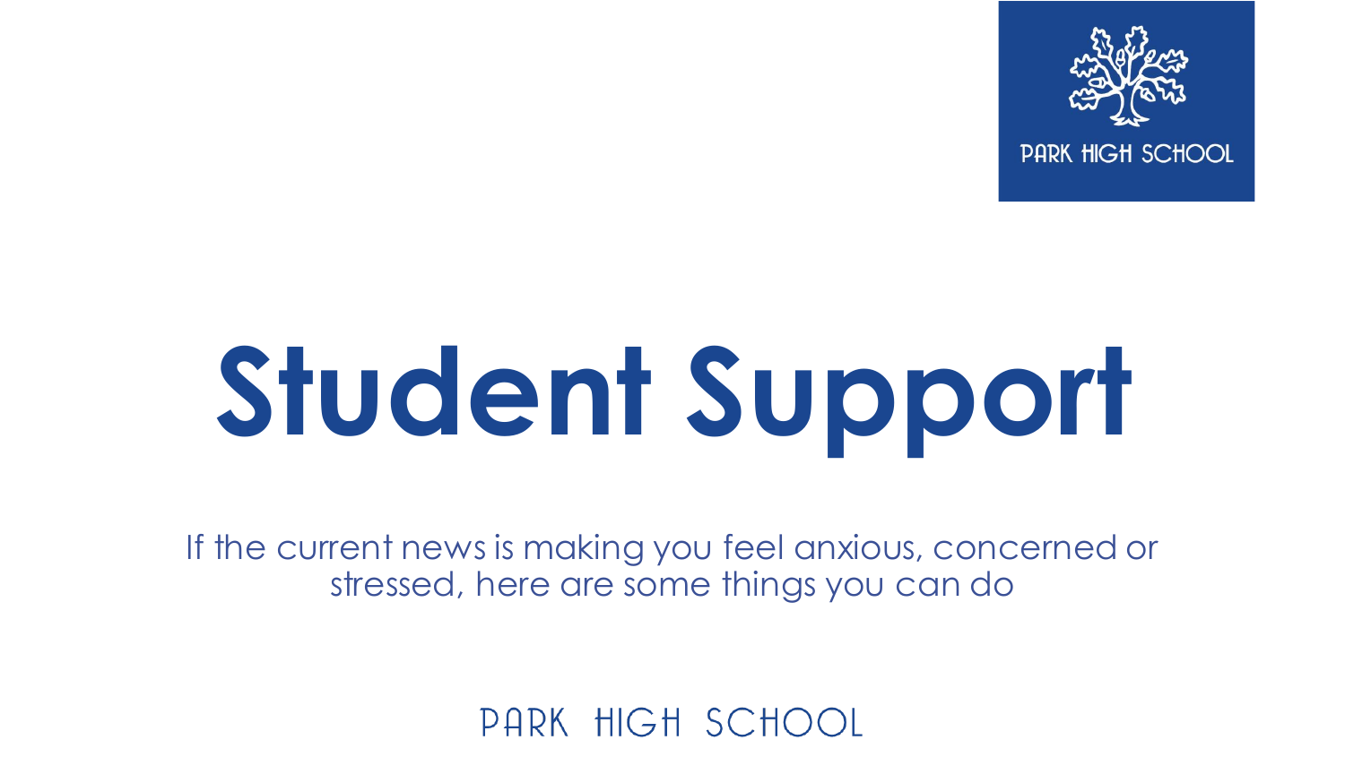PARK HIGH SCHOOL

# Student Support

If the current news is making you feel anxious, concerned or stressed, here are some things you can do

PARK HIGH SCHOOL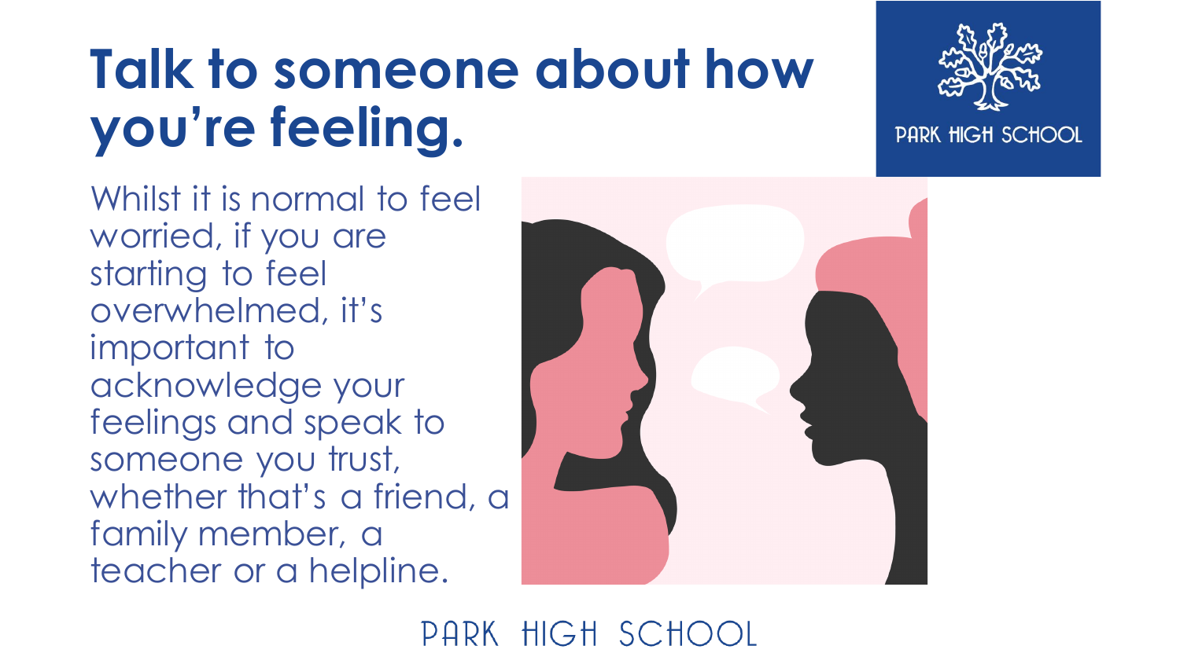# Talk to someone about how you're feeling.

Whilst it is normal to feel worried, if you are starting to feel overwhelmed, it's important to acknowledge your feelings and speak to someone you trust, whether that's a friend, a family member, a teacher or a helpline.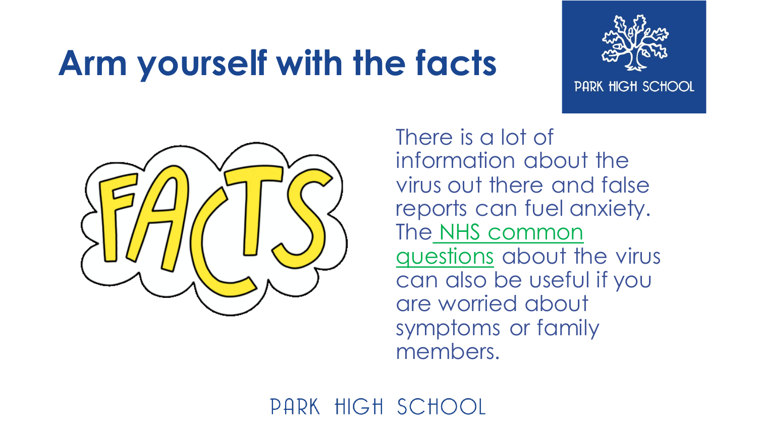# Arm yourself with the facts

There is a lot of information about the virus out there and false reports can fuel anxiety. The NHS common questions about the virus can also be useful if you are worried about symptoms or family members.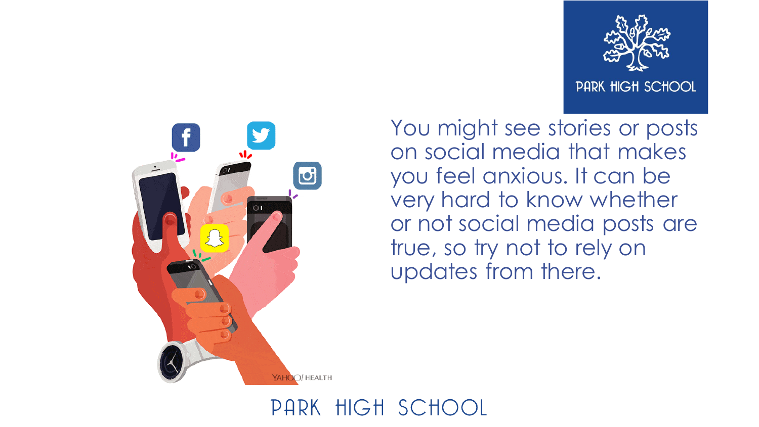You might see stories or posts on social media that makes you feel anxious. It can be very hard to know whether or not social media posts are true, so try not to rely on updates from there.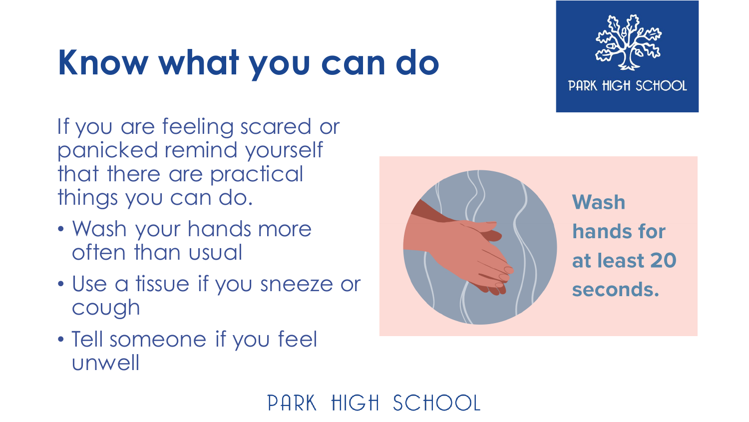# Know what you can do

If you are feeling scared or panicked remind yourself that there are practical things you can do.

- Wash your hands more often than usual
- Use a tissue if you sneeze or cough
- Tell someone if you feel unwell

**Wash hands for at least 20 seconds.**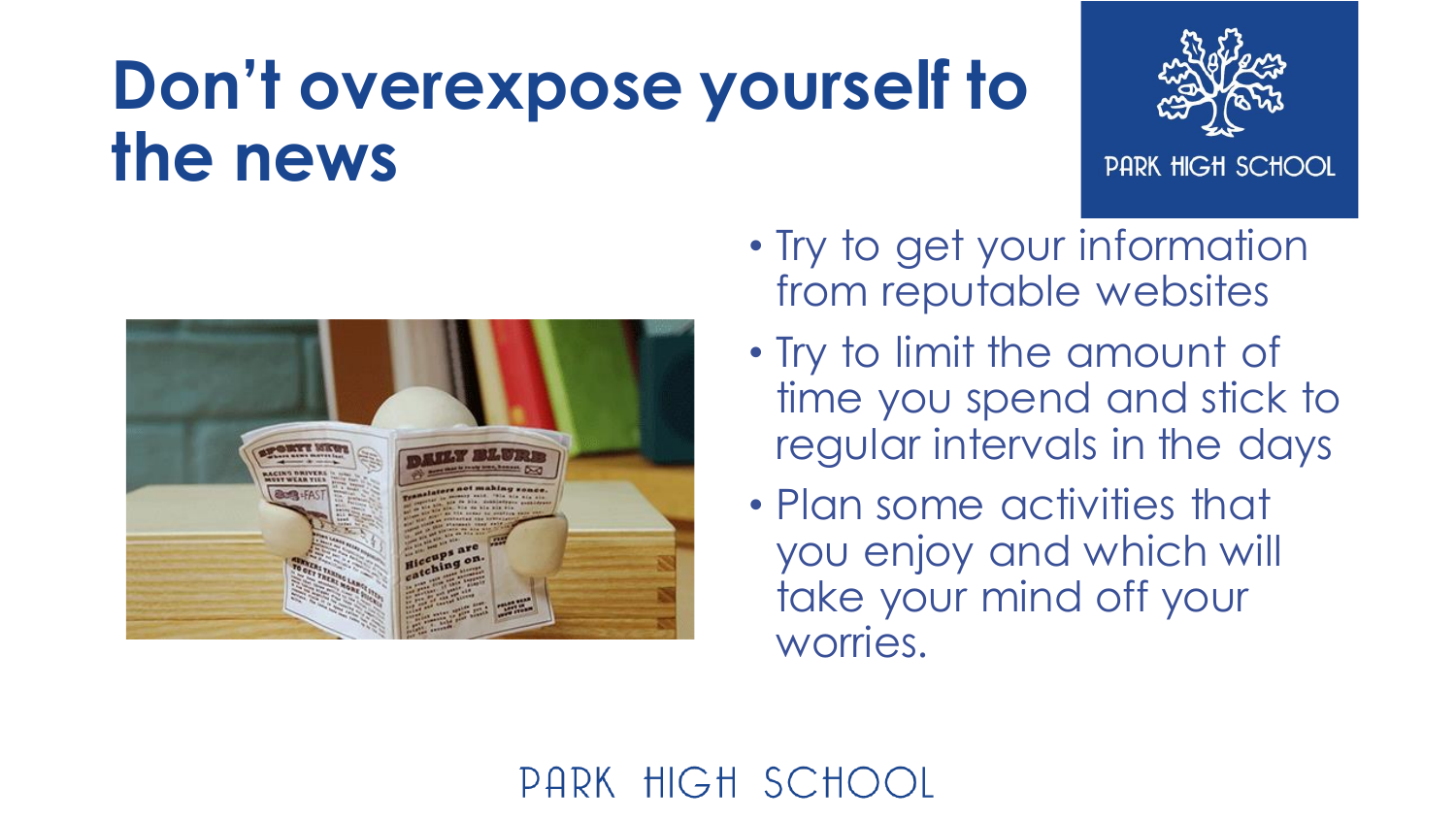# Don't overexpose yourself to the news

- Try to get your information from reputable websites
- Try to limit the amount of time you spend and stick to regular intervals in the days
- Plan some activities that you enjoy and which will take your mind off your worries.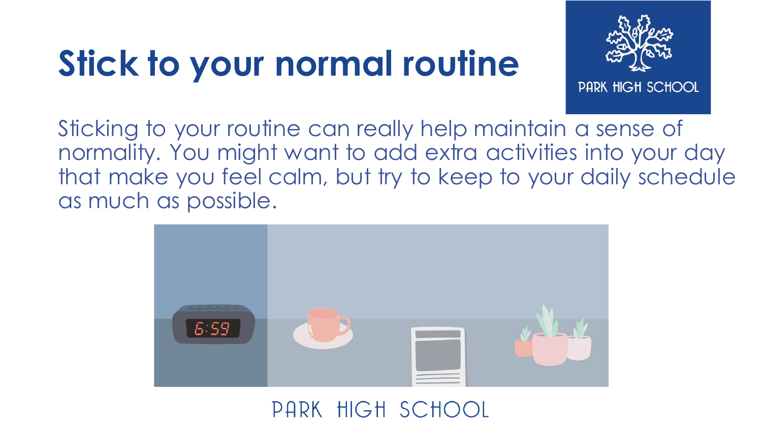# Stick to your normal routine

Sticking to your routine can really help maintain a sense of normality. You might want to add extra activities into your day that make you feel calm, but try to keep to your daily schedule as much as possible.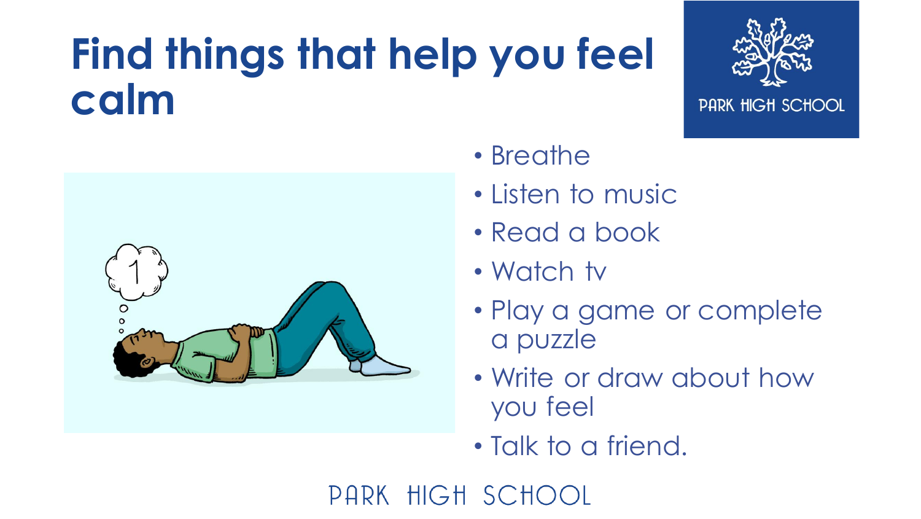# Find things that help you feel calm

- Breathe
- Listen to music
- Read a book
- Watch tv
- Play a game or complete a puzzle
- Write or draw about how you feel
- Talk to a friend.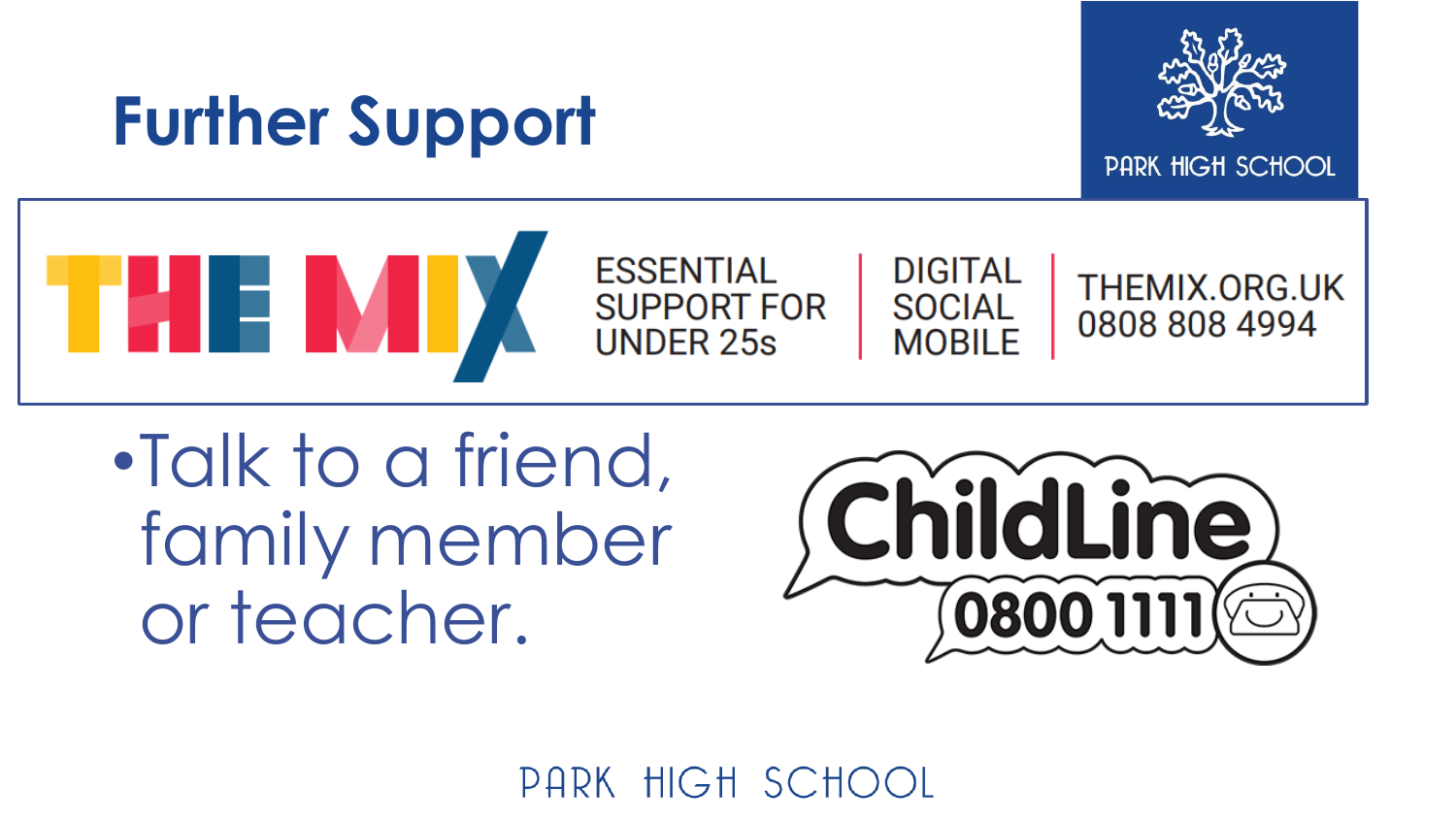# Further Support

THE MIX

ESSENTIAL SUPPORT FOR UNDER 25s | DIGITAL SOCIAL MOBILE | THEMIX.ORG.UK 0808 808 4994

- Talk to a friend, family member or teacher.

ChildLine 0800 1111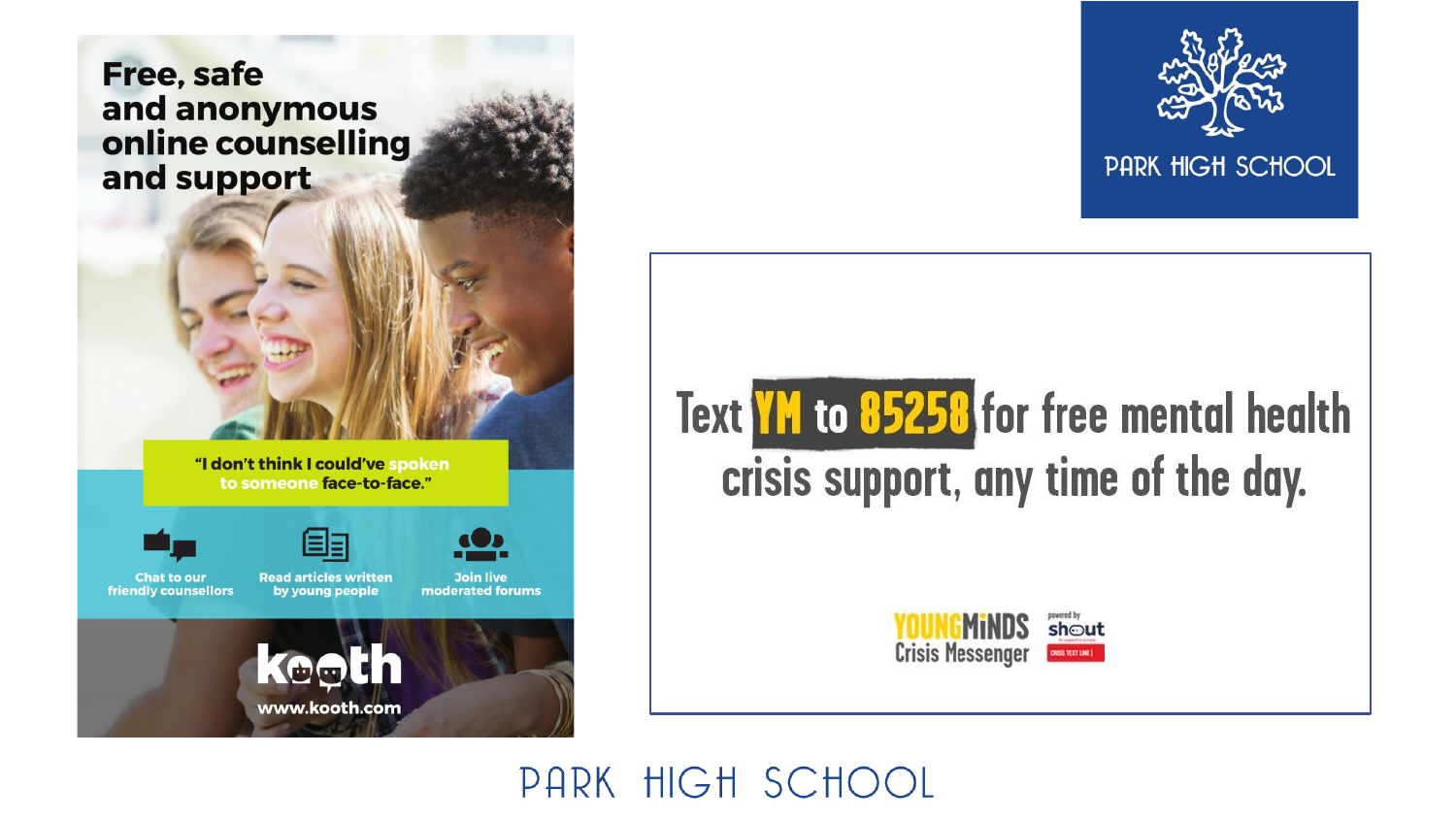Free, safe and anonymous online counselling and support

"I don't think I could've spoken to someone face-to-face."

Chat to our friendly counsellors

Read articles written by young people

Join live moderated forums

kooth

www.kooth.com

PARK HIGH SCHOOL

Text YM to 85258 for free mental health crisis support, any time of the day.

YOUNGMINDS Crisis Messenger

powered by shout

PARK HIGH SCHOOL